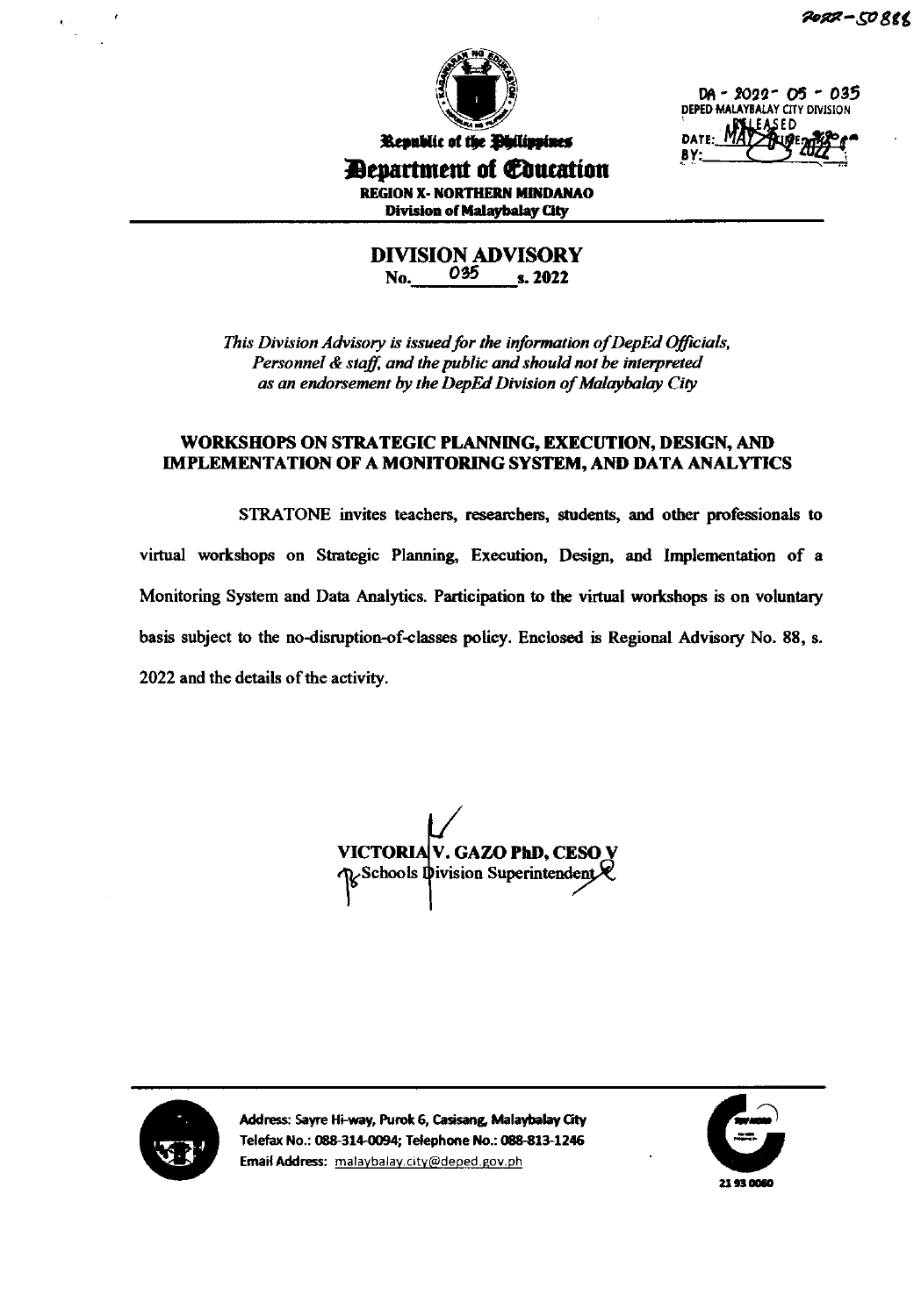2022-50888

DA - 2022- 05 - 035
DEPED MALAYBALAY CITY DIVISION
RELEASED
DATE: MAY 2022
BY:

Republic of the Philippines
**Department of Education**
**REGION X- NORTHERN MINDANAO**
**Division of Malaybalay City**

# DIVISION ADVISORY
**No. 035 s. 2022**

*This Division Advisory is issued for the information of DepEd Officials, Personnel & staff, and the public and should not be interpreted as an endorsement by the DepEd Division of Malaybalay City*

## WORKSHOPS ON STRATEGIC PLANNING, EXECUTION, DESIGN, AND IMPLEMENTATION OF A MONITORING SYSTEM, AND DATA ANALYTICS

STRATONE invites teachers, researchers, students, and other professionals to virtual workshops on Strategic Planning, Execution, Design, and Implementation of a Monitoring System and Data Analytics. Participation to the virtual workshops is on voluntary basis subject to the no-disruption-of-classes policy. Enclosed is Regional Advisory No. 88, s. 2022 and the details of the activity.

**VICTORIA V. GAZO PhD, CESO V**
Schools Division Superintendent

Address: Sayre Hi-way, Purok 6, Casisang, Malaybalay City
Telefax No.: 088-314-0094; Telephone No.: 088-813-1246
Email Address: malaybalay.city@deped.gov.ph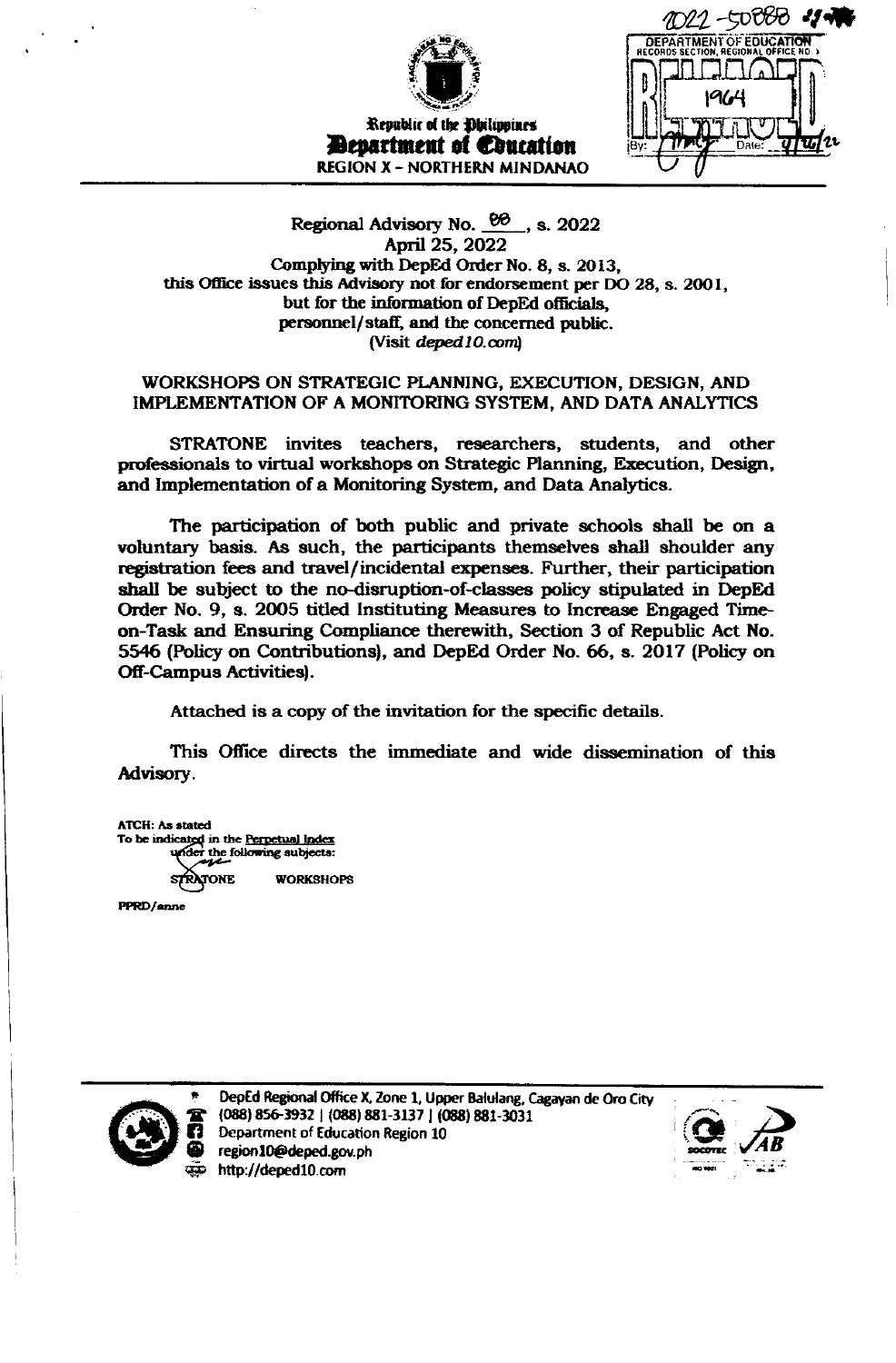2022-50888

DEPARTMENT OF EDUCATION
RECORDS SECTION, REGIONAL OFFICE NO. X
RELEASED
1964
By: Date: 4/26/22

Republic of the Philippines
**Department of Education**
REGION X – NORTHERN MINDANAO

Regional Advisory No. 88, s. 2022
April 25, 2022
Complying with DepEd Order No. 8, s. 2013,
this Office issues this Advisory not for endorsement per DO 28, s. 2001,
but for the information of DepEd officials,
personnel/staff, and the concerned public.
(Visit *deped10.com*)

## WORKSHOPS ON STRATEGIC PLANNING, EXECUTION, DESIGN, AND IMPLEMENTATION OF A MONITORING SYSTEM, AND DATA ANALYTICS

STRATONE invites teachers, researchers, students, and other professionals to virtual workshops on Strategic Planning, Execution, Design, and Implementation of a Monitoring System, and Data Analytics.

The participation of both public and private schools shall be on a voluntary basis. As such, the participants themselves shall shoulder any registration fees and travel/incidental expenses. Further, their participation shall be subject to the no-disruption-of-classes policy stipulated in DepEd Order No. 9, s. 2005 titled Instituting Measures to Increase Engaged Time-on-Task and Ensuring Compliance therewith, Section 3 of Republic Act No. 5546 (Policy on Contributions), and DepEd Order No. 66, s. 2017 (Policy on Off-Campus Activities).

Attached is a copy of the invitation for the specific details.

This Office directs the immediate and wide dissemination of this Advisory.

ATCH: As stated
To be indicated in the Perpetual Index
under the following subjects:
STRATONE WORKSHOPS

PPRD/anne

DepEd Regional Office X, Zone 1, Upper Balulang, Cagayan de Oro City
(088) 856-3932 | (088) 881-3137 | (088) 881-3031
Department of Education Region 10
region10@deped.gov.ph
http://deped10.com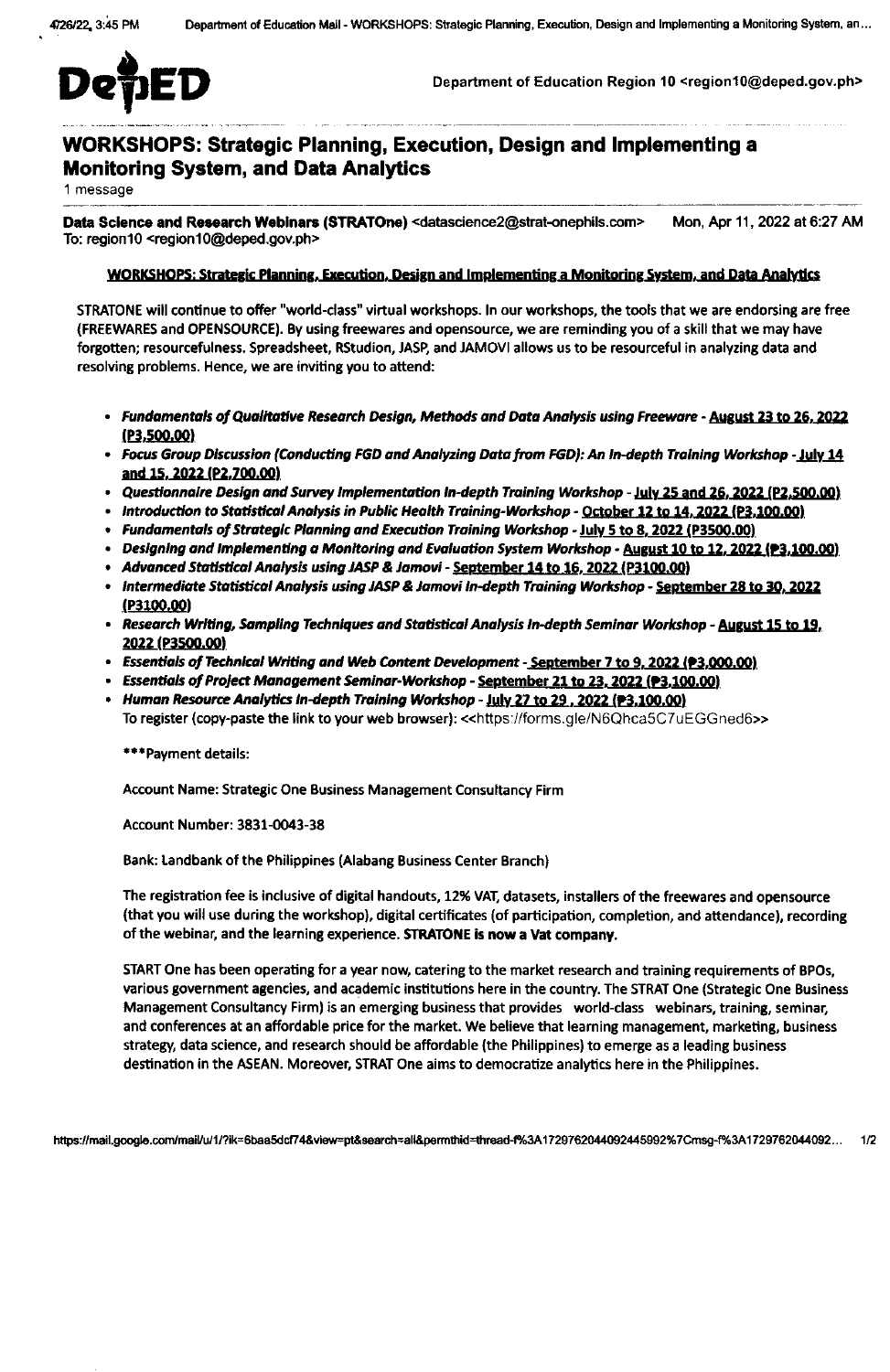DepED

Department of Education Region 10 <region10@deped.gov.ph>

# WORKSHOPS: Strategic Planning, Execution, Design and Implementing a Monitoring System, and Data Analytics

1 message

**Data Science and Research Webinars (STRATOne)** <datascience2@strat-onephils.com> Mon, Apr 11, 2022 at 6:27 AM
To: region10 <region10@deped.gov.ph>

**WORKSHOPS: Strategic Planning, Execution, Design and Implementing a Monitoring System, and Data Analytics**

STRATONE will continue to offer "world-class" virtual workshops. In our workshops, the tools that we are endorsing are free (FREEWARES and OPENSOURCE). By using freewares and opensource, we are reminding you of a skill that we may have forgotten; resourcefulness. Spreadsheet, RStudion, JASP, and JAMOVI allows us to be resourceful in analyzing data and resolving problems. Hence, we are inviting you to attend:

- ***Fundamentals of Qualitative Research Design, Methods and Data Analysis using Freeware*** - **August 23 to 26, 2022 (P3,500.00)**
- ***Focus Group Discussion (Conducting FGD and Analyzing Data from FGD): An In-depth Training Workshop*** - **July 14 and 15, 2022 (P2,700.00)**
- ***Questionnaire Design and Survey Implementation In-depth Training Workshop*** - **July 25 and 26, 2022 (P2,500.00)**
- ***Introduction to Statistical Analysis in Public Health Training-Workshop*** - **October 12 to 14, 2022 (P3,100.00)**
- ***Fundamentals of Strategic Planning and Execution Training Workshop*** - **July 5 to 8, 2022 (P3500.00)**
- ***Designing and Implementing a Monitoring and Evaluation System Workshop*** - **August 10 to 12, 2022 (₱3,100.00)**
- ***Advanced Statistical Analysis using JASP & Jamovi*** - **September 14 to 16, 2022 (P3100.00)**
- ***Intermediate Statistical Analysis using JASP & Jamovi In-depth Training Workshop*** - **September 28 to 30, 2022 (P3100.00)**
- ***Research Writing, Sampling Techniques and Statistical Analysis In-depth Seminar Workshop*** - **August 15 to 19, 2022 (P3500.00)**
- ***Essentials of Technical Writing and Web Content Development*** - **September 7 to 9, 2022 (₱3,000.00)**
- ***Essentials of Project Management Seminar-Workshop*** - **September 21 to 23, 2022 (₱3,100.00)**
- ***Human Resource Analytics In-depth Training Workshop*** - **July 27 to 29 , 2022 (₱3,100.00)**

To register (copy-paste the link to your web browser): <<https://forms.gle/N6Qhca5C7uEGGned6>>

***Payment details:

Account Name: Strategic One Business Management Consultancy Firm

Account Number: 3831-0043-38

Bank: Landbank of the Philippines (Alabang Business Center Branch)

The registration fee is inclusive of digital handouts, 12% VAT, datasets, installers of the freewares and opensource (that you will use during the workshop), digital certificates (of participation, completion, and attendance), recording of the webinar, and the learning experience. **STRATONE is now a Vat company.**

START One has been operating for a year now, catering to the market research and training requirements of BPOs, various government agencies, and academic institutions here in the country. The STRAT One (Strategic One Business Management Consultancy Firm) is an emerging business that provides world-class webinars, training, seminar, and conferences at an affordable price for the market. We believe that learning management, marketing, business strategy, data science, and research should be affordable (the Philippines) to emerge as a leading business destination in the ASEAN. Moreover, STRAT One aims to democratize analytics here in the Philippines.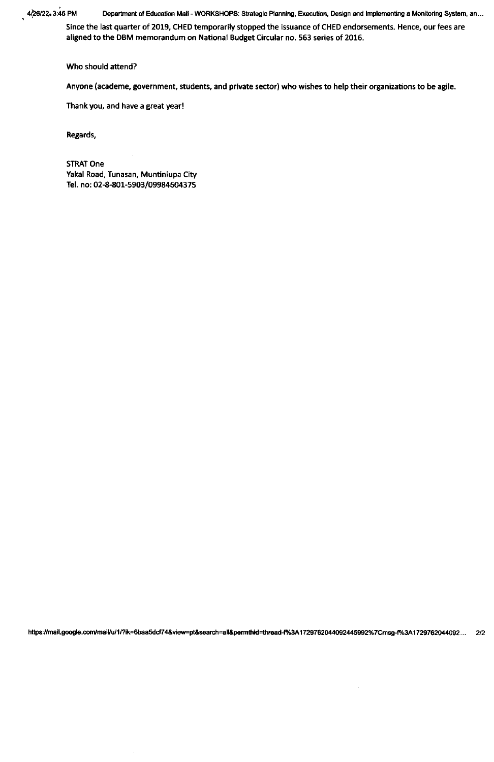Since the last quarter of 2019, CHED temporarily stopped the issuance of CHED endorsements. Hence, our fees are aligned to the DBM memorandum on National Budget Circular no. 563 series of 2016.

Who should attend?

Anyone (academe, government, students, and private sector) who wishes to help their organizations to be agile.

Thank you, and have a great year!

Regards,

STRAT One
Yakal Road, Tunasan, Muntinlupa City
Tel. no: 02-8-801-5903/09984604375